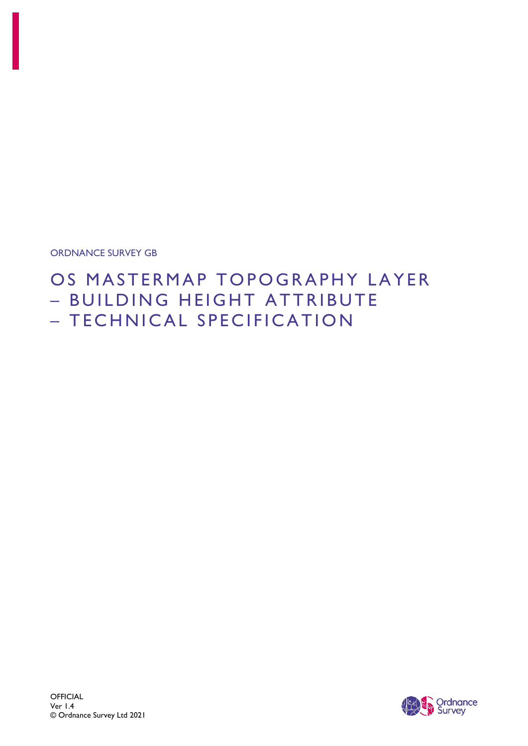ORDNANCE SURVEY GB

# OS MASTERMAP TOPOGRAPHY LAYER – BUILDING HEIGHT ATTRIBUTE – TECHNICAL SPECIFICATION

OFFICIAL
Ver 1.4
© Ordnance Survey Ltd 2021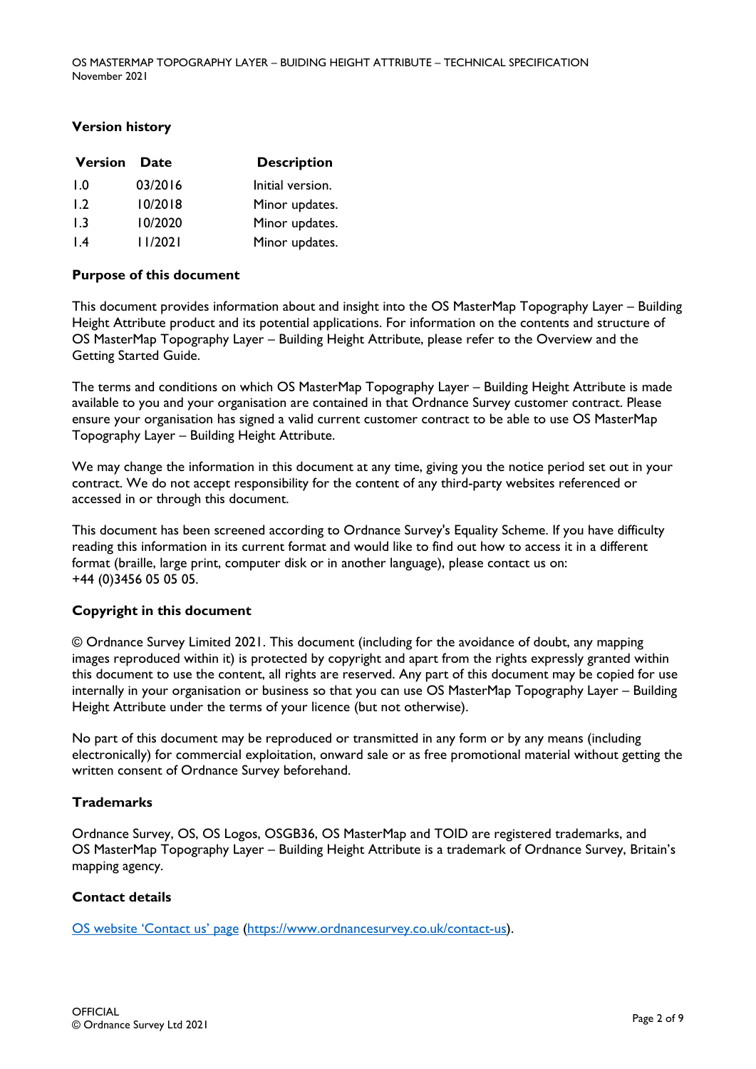## Version history

| Version | Date | Description |
| --- | --- | --- |
| 1.0 | 03/2016 | Initial version. |
| 1.2 | 10/2018 | Minor updates. |
| 1.3 | 10/2020 | Minor updates. |
| 1.4 | 11/2021 | Minor updates. |

## Purpose of this document

This document provides information about and insight into the OS MasterMap Topography Layer – Building Height Attribute product and its potential applications. For information on the contents and structure of OS MasterMap Topography Layer – Building Height Attribute, please refer to the Overview and the Getting Started Guide.

The terms and conditions on which OS MasterMap Topography Layer – Building Height Attribute is made available to you and your organisation are contained in that Ordnance Survey customer contract. Please ensure your organisation has signed a valid current customer contract to be able to use OS MasterMap Topography Layer – Building Height Attribute.

We may change the information in this document at any time, giving you the notice period set out in your contract. We do not accept responsibility for the content of any third-party websites referenced or accessed in or through this document.

This document has been screened according to Ordnance Survey's Equality Scheme. If you have difficulty reading this information in its current format and would like to find out how to access it in a different format (braille, large print, computer disk or in another language), please contact us on: +44 (0)3456 05 05 05.

## Copyright in this document

© Ordnance Survey Limited 2021. This document (including for the avoidance of doubt, any mapping images reproduced within it) is protected by copyright and apart from the rights expressly granted within this document to use the content, all rights are reserved. Any part of this document may be copied for use internally in your organisation or business so that you can use OS MasterMap Topography Layer – Building Height Attribute under the terms of your licence (but not otherwise).

No part of this document may be reproduced or transmitted in any form or by any means (including electronically) for commercial exploitation, onward sale or as free promotional material without getting the written consent of Ordnance Survey beforehand.

## Trademarks

Ordnance Survey, OS, OS Logos, OSGB36, OS MasterMap and TOID are registered trademarks, and OS MasterMap Topography Layer – Building Height Attribute is a trademark of Ordnance Survey, Britain's mapping agency.

## Contact details

[OS website 'Contact us' page](https://www.ordnancesurvey.co.uk/contact-us) (https://www.ordnancesurvey.co.uk/contact-us).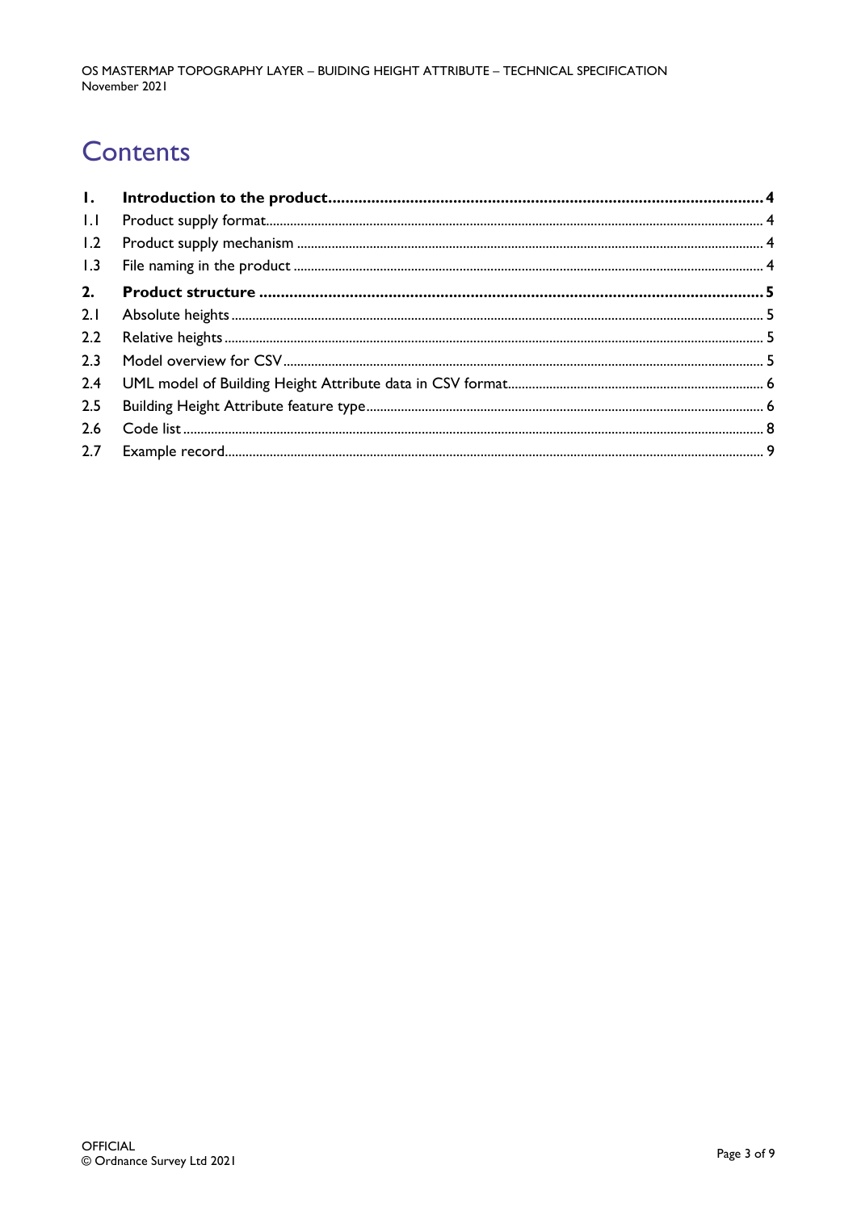# Contents

| | | |
|---|---|---|
| **1.** | **Introduction to the product** | **4** |
| 1.1 | Product supply format | 4 |
| 1.2 | Product supply mechanism | 4 |
| 1.3 | File naming in the product | 4 |
| **2.** | **Product structure** | **5** |
| 2.1 | Absolute heights | 5 |
| 2.2 | Relative heights | 5 |
| 2.3 | Model overview for CSV | 5 |
| 2.4 | UML model of Building Height Attribute data in CSV format | 6 |
| 2.5 | Building Height Attribute feature type | 6 |
| 2.6 | Code list | 8 |
| 2.7 | Example record | 9 |

OFFICIAL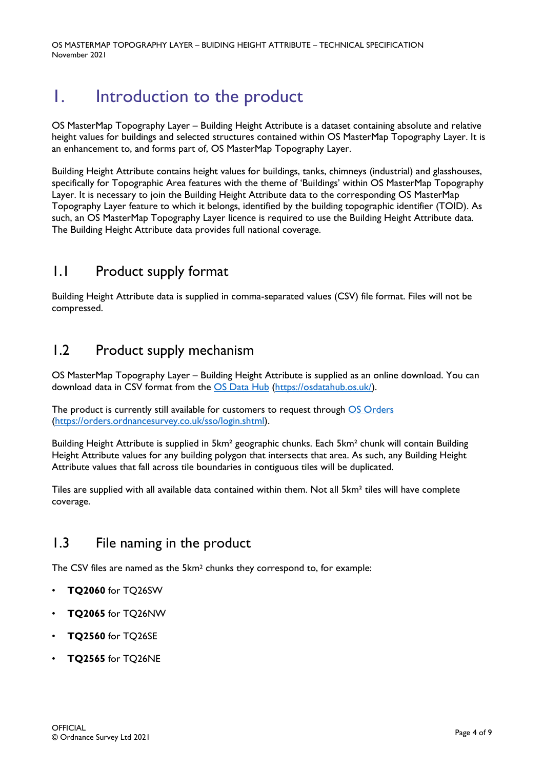# 1. Introduction to the product

OS MasterMap Topography Layer – Building Height Attribute is a dataset containing absolute and relative height values for buildings and selected structures contained within OS MasterMap Topography Layer. It is an enhancement to, and forms part of, OS MasterMap Topography Layer.

Building Height Attribute contains height values for buildings, tanks, chimneys (industrial) and glasshouses, specifically for Topographic Area features with the theme of 'Buildings' within OS MasterMap Topography Layer. It is necessary to join the Building Height Attribute data to the corresponding OS MasterMap Topography Layer feature to which it belongs, identified by the building topographic identifier (TOID). As such, an OS MasterMap Topography Layer licence is required to use the Building Height Attribute data. The Building Height Attribute data provides full national coverage.

## 1.1 Product supply format

Building Height Attribute data is supplied in comma-separated values (CSV) file format. Files will not be compressed.

## 1.2 Product supply mechanism

OS MasterMap Topography Layer – Building Height Attribute is supplied as an online download. You can download data in CSV format from the OS Data Hub (https://osdatahub.os.uk/).

The product is currently still available for customers to request through OS Orders (https://orders.ordnancesurvey.co.uk/sso/login.shtml).

Building Height Attribute is supplied in 5km² geographic chunks. Each 5km² chunk will contain Building Height Attribute values for any building polygon that intersects that area. As such, any Building Height Attribute values that fall across tile boundaries in contiguous tiles will be duplicated.

Tiles are supplied with all available data contained within them. Not all 5km² tiles will have complete coverage.

## 1.3 File naming in the product

The CSV files are named as the 5km² chunks they correspond to, for example:

- **TQ2060** for TQ26SW
- **TQ2065** for TQ26NW
- **TQ2560** for TQ26SE
- **TQ2565** for TQ26NE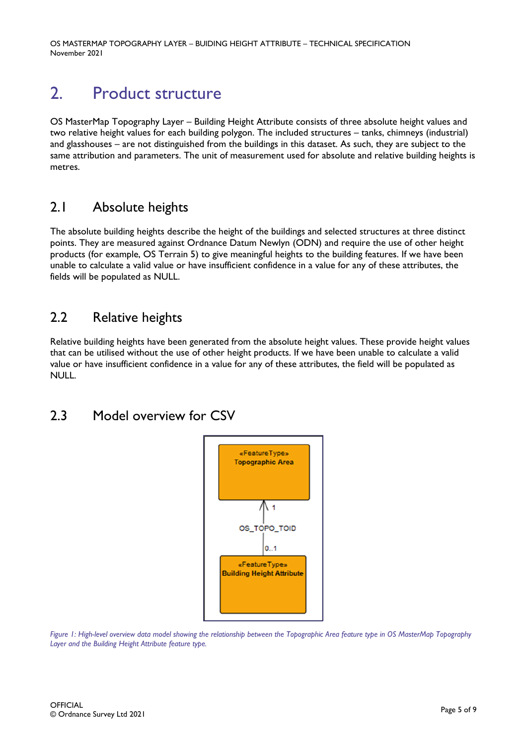# 2. Product structure

OS MasterMap Topography Layer – Building Height Attribute consists of three absolute height values and two relative height values for each building polygon. The included structures – tanks, chimneys (industrial) and glasshouses – are not distinguished from the buildings in this dataset. As such, they are subject to the same attribution and parameters. The unit of measurement used for absolute and relative building heights is metres.

## 2.1 Absolute heights

The absolute building heights describe the height of the buildings and selected structures at three distinct points. They are measured against Ordnance Datum Newlyn (ODN) and require the use of other height products (for example, OS Terrain 5) to give meaningful heights to the building features. If we have been unable to calculate a valid value or have insufficient confidence in a value for any of these attributes, the fields will be populated as NULL.

## 2.2 Relative heights

Relative building heights have been generated from the absolute height values. These provide height values that can be utilised without the use of other height products. If we have been unable to calculate a valid value or have insufficient confidence in a value for any of these attributes, the field will be populated as NULL.

## 2.3 Model overview for CSV

«FeatureType» Topographic Area

1

OS_TOPO_TOID

0..1

«FeatureType» Building Height Attribute

*Figure 1: High-level overview data model showing the relationship between the Topographic Area feature type in OS MasterMap Topography Layer and the Building Height Attribute feature type.*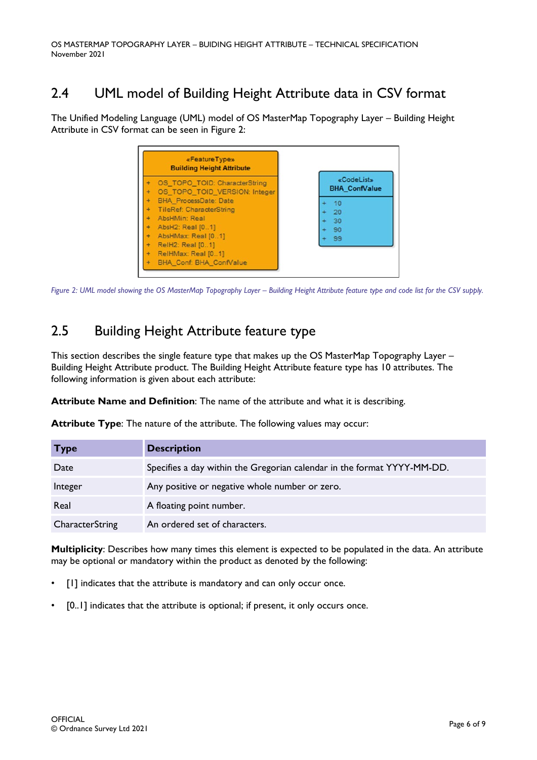## 2.4 UML model of Building Height Attribute data in CSV format

The Unified Modeling Language (UML) model of OS MasterMap Topography Layer – Building Height Attribute in CSV format can be seen in Figure 2:

«FeatureType»
**Building Height Attribute**

- \+ OS_TOPO_TOID: CharacterString
- \+ OS_TOPO_TOID_VERSION: Integer
- \+ BHA_ProcessDate: Date
- \+ TileRef: CharacterString
- \+ AbsHMin: Real
- \+ AbsH2: Real [0..1]
- \+ AbsHMax: Real [0..1]
- \+ RelH2: Real [0..1]
- \+ RelHMax: Real [0..1]
- \+ BHA_Conf: BHA_ConfValue

«CodeList»
**BHA_ConfValue**

- \+ 10
- \+ 20
- \+ 30
- \+ 90
- \+ 99

*Figure 2: UML model showing the OS MasterMap Topography Layer – Building Height Attribute feature type and code list for the CSV supply.*

## 2.5 Building Height Attribute feature type

This section describes the single feature type that makes up the OS MasterMap Topography Layer – Building Height Attribute product. The Building Height Attribute feature type has 10 attributes. The following information is given about each attribute:

**Attribute Name and Definition**: The name of the attribute and what it is describing.

**Attribute Type**: The nature of the attribute. The following values may occur:

| Type | Description |
|---|---|
| Date | Specifies a day within the Gregorian calendar in the format YYYY-MM-DD. |
| Integer | Any positive or negative whole number or zero. |
| Real | A floating point number. |
| CharacterString | An ordered set of characters. |

**Multiplicity**: Describes how many times this element is expected to be populated in the data. An attribute may be optional or mandatory within the product as denoted by the following:

- [1] indicates that the attribute is mandatory and can only occur once.
- [0..1] indicates that the attribute is optional; if present, it only occurs once.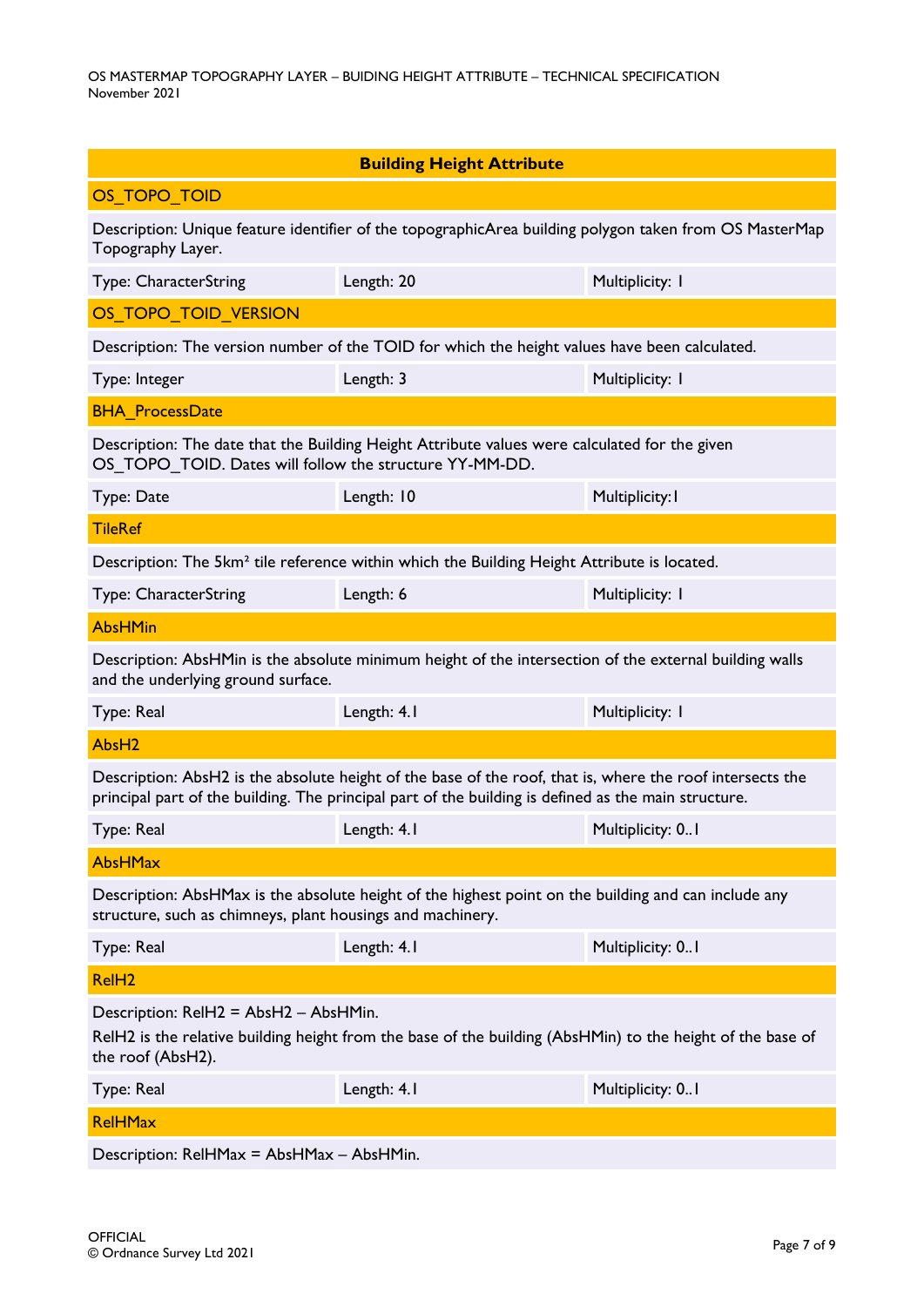| Building Height Attribute | | |
|---|---|---|
| **OS_TOPO_TOID** | | |
| Description: Unique feature identifier of the topographicArea building polygon taken from OS MasterMap Topography Layer. | | |
| Type: CharacterString | Length: 20 | Multiplicity: 1 |
| **OS_TOPO_TOID_VERSION** | | |
| Description: The version number of the TOID for which the height values have been calculated. | | |
| Type: Integer | Length: 3 | Multiplicity: 1 |
| **BHA_ProcessDate** | | |
| Description: The date that the Building Height Attribute values were calculated for the given OS_TOPO_TOID. Dates will follow the structure YY-MM-DD. | | |
| Type: Date | Length: 10 | Multiplicity:1 |
| **TileRef** | | |
| Description: The 5km² tile reference within which the Building Height Attribute is located. | | |
| Type: CharacterString | Length: 6 | Multiplicity: 1 |
| **AbsHMin** | | |
| Description: AbsHMin is the absolute minimum height of the intersection of the external building walls and the underlying ground surface. | | |
| Type: Real | Length: 4.1 | Multiplicity: 1 |
| **AbsH2** | | |
| Description: AbsH2 is the absolute height of the base of the roof, that is, where the roof intersects the principal part of the building. The principal part of the building is defined as the main structure. | | |
| Type: Real | Length: 4.1 | Multiplicity: 0..1 |
| **AbsHMax** | | |
| Description: AbsHMax is the absolute height of the highest point on the building and can include any structure, such as chimneys, plant housings and machinery. | | |
| Type: Real | Length: 4.1 | Multiplicity: 0..1 |
| **RelH2** | | |
| Description: RelH2 = AbsH2 – AbsHMin. RelH2 is the relative building height from the base of the building (AbsHMin) to the height of the base of the roof (AbsH2). | | |
| Type: Real | Length: 4.1 | Multiplicity: 0..1 |
| **RelHMax** | | |
| Description: RelHMax = AbsHMax – AbsHMin. | | |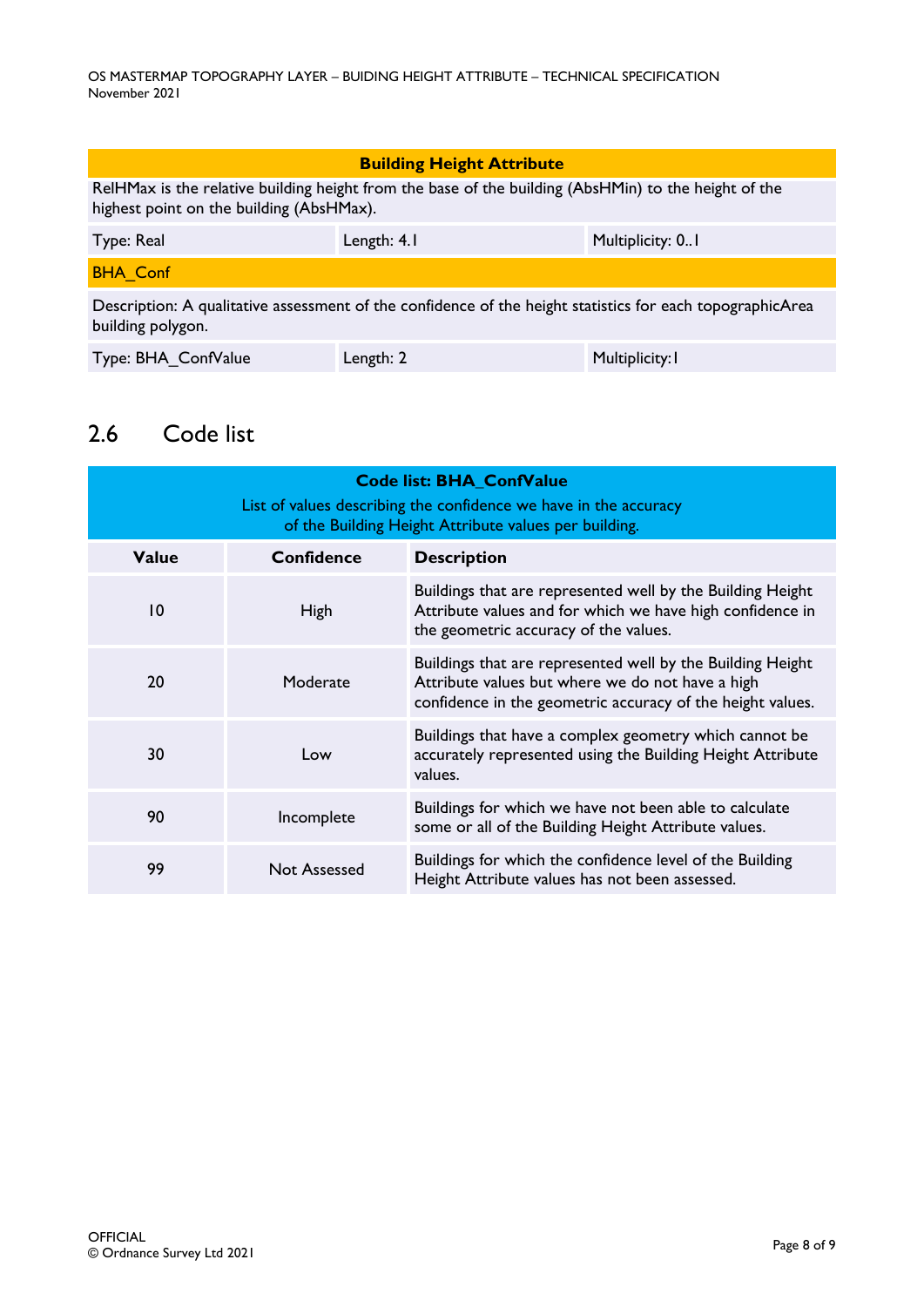| Building Height Attribute | | |
|---|---|---|
| RelHMax is the relative building height from the base of the building (AbsHMin) to the height of the highest point on the building (AbsHMax). | | |
| Type: Real | Length: 4.1 | Multiplicity: 0..1 |
| BHA_Conf | | |
| Description: A qualitative assessment of the confidence of the height statistics for each topographicArea building polygon. | | |
| Type: BHA_ConfValue | Length: 2 | Multiplicity:1 |

## 2.6 Code list

**Code list: BHA_ConfValue**

List of values describing the confidence we have in the accuracy of the Building Height Attribute values per building.

| Value | Confidence | Description |
|---|---|---|
| 10 | High | Buildings that are represented well by the Building Height Attribute values and for which we have high confidence in the geometric accuracy of the values. |
| 20 | Moderate | Buildings that are represented well by the Building Height Attribute values but where we do not have a high confidence in the geometric accuracy of the height values. |
| 30 | Low | Buildings that have a complex geometry which cannot be accurately represented using the Building Height Attribute values. |
| 90 | Incomplete | Buildings for which we have not been able to calculate some or all of the Building Height Attribute values. |
| 99 | Not Assessed | Buildings for which the confidence level of the Building Height Attribute values has not been assessed. |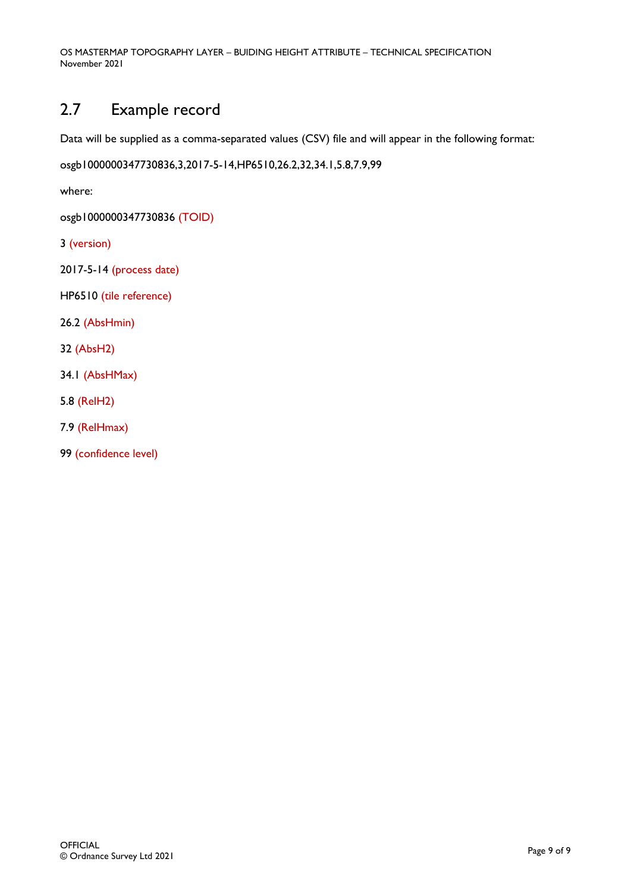## 2.7 Example record

Data will be supplied as a comma-separated values (CSV) file and will appear in the following format:

osgb1000000347730836,3,2017-5-14,HP6510,26.2,32,34.1,5.8,7.9,99

where:

osgb1000000347730836 (TOID)

3 (version)

2017-5-14 (process date)

HP6510 (tile reference)

26.2 (AbsHmin)

32 (AbsH2)

34.1 (AbsHMax)

5.8 (RelH2)

7.9 (RelHmax)

99 (confidence level)